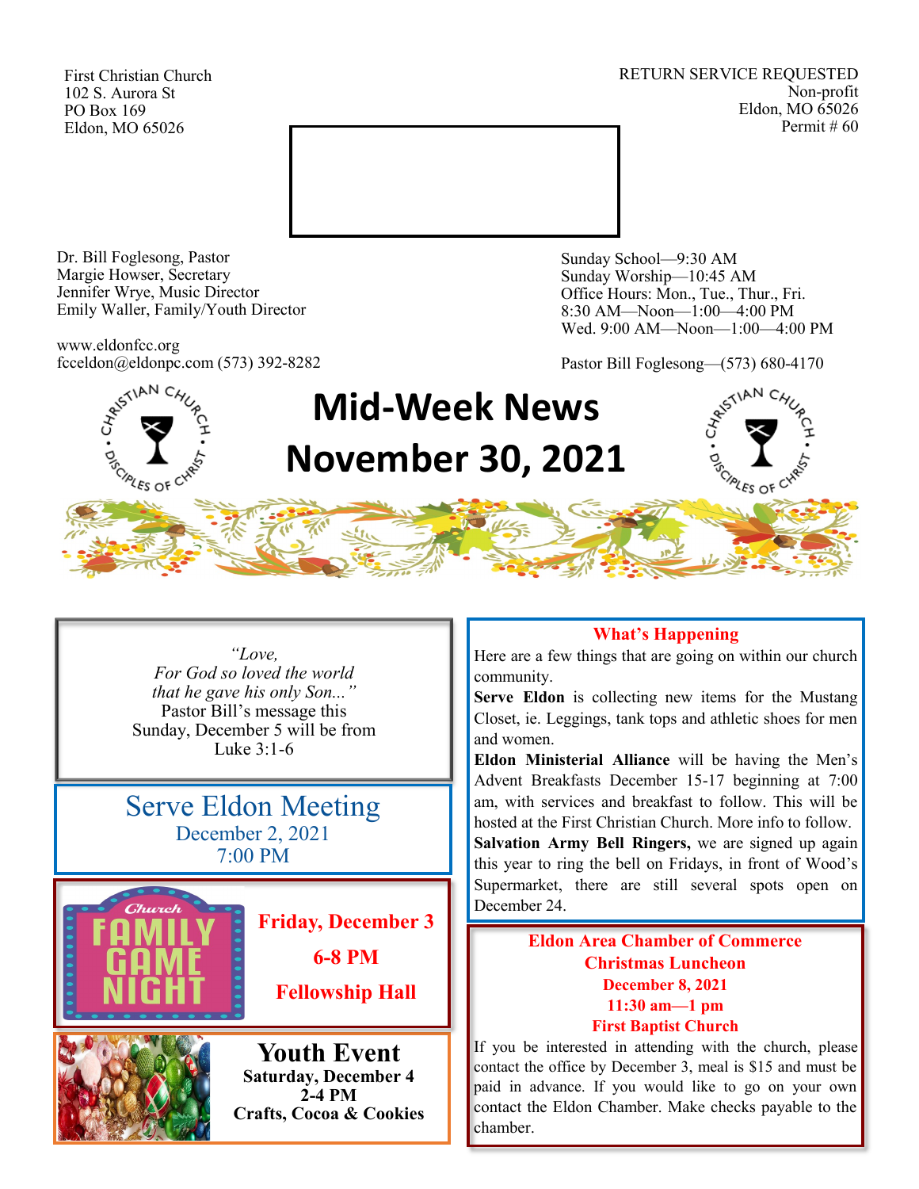First Christian Church
102 S. Aurora St
PO Box 169
Eldon, MO 65026

RETURN SERVICE REQUESTED
Non-profit
Eldon, MO 65026
Permit # 60

Dr. Bill Foglesong, Pastor
Margie Howser, Secretary
Jennifer Wrye, Music Director
Emily Waller, Family/Youth Director

www.eldonfcc.org
fcceldon@eldonpc.com (573) 392-8282

Sunday School—9:30 AM
Sunday Worship—10:45 AM
Office Hours: Mon., Tue., Thur., Fri.
8:30 AM—Noon—1:00—4:00 PM
Wed. 9:00 AM—Noon—1:00—4:00 PM

Pastor Bill Foglesong—(573) 680-4170

# Mid-Week News
# November 30, 2021

*"Love,*
*For God so loved the world*
*that he gave his only Son..."*
Pastor Bill's message this
Sunday, December 5 will be from
Luke 3:1-6

## Serve Eldon Meeting
December 2, 2021
7:00 PM

**Church Family Game Night**

**Friday, December 3**
**6-8 PM**
**Fellowship Hall**

## Youth Event
**Saturday, December 4**
**2-4 PM**
**Crafts, Cocoa & Cookies**

### What's Happening

Here are a few things that are going on within our church community.

**Serve Eldon** is collecting new items for the Mustang Closet, ie. Leggings, tank tops and athletic shoes for men and women.

**Eldon Ministerial Alliance** will be having the Men's Advent Breakfasts December 15-17 beginning at 7:00 am, with services and breakfast to follow. This will be hosted at the First Christian Church. More info to follow.

**Salvation Army Bell Ringers,** we are signed up again this year to ring the bell on Fridays, in front of Wood's Supermarket, there are still several spots open on December 24.

### Eldon Area Chamber of Commerce Christmas Luncheon
**December 8, 2021**
**11:30 am—1 pm**
**First Baptist Church**

If you be interested in attending with the church, please contact the office by December 3, meal is $15 and must be paid in advance. If you would like to go on your own contact the Eldon Chamber. Make checks payable to the chamber.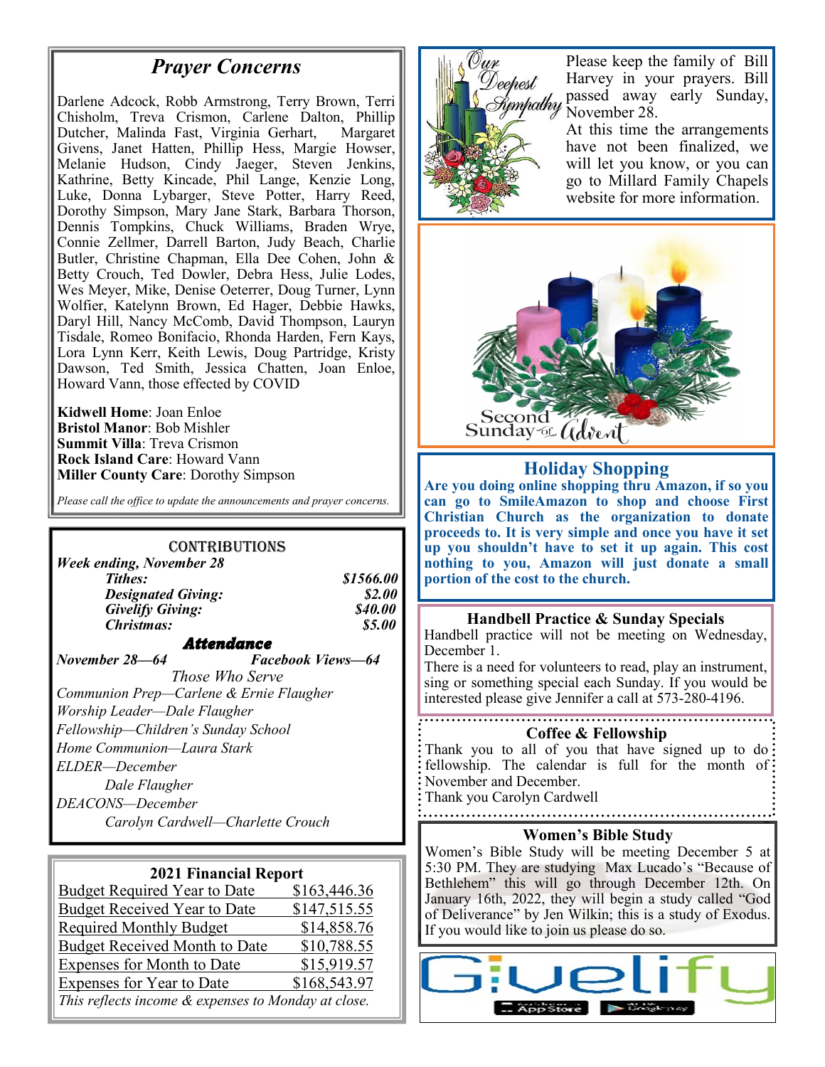## Prayer Concerns

Darlene Adcock, Robb Armstrong, Terry Brown, Terri Chisholm, Treva Crismon, Carlene Dalton, Phillip Dutcher, Malinda Fast, Virginia Gerhart, Margaret Givens, Janet Hatten, Phillip Hess, Margie Howser, Melanie Hudson, Cindy Jaeger, Steven Jenkins, Kathrine, Betty Kincade, Phil Lange, Kenzie Long, Luke, Donna Lybarger, Steve Potter, Harry Reed, Dorothy Simpson, Mary Jane Stark, Barbara Thorson, Dennis Tompkins, Chuck Williams, Braden Wrye, Connie Zellmer, Darrell Barton, Judy Beach, Charlie Butler, Christine Chapman, Ella Dee Cohen, John & Betty Crouch, Ted Dowler, Debra Hess, Julie Lodes, Wes Meyer, Mike, Denise Oeterrer, Doug Turner, Lynn Wolfier, Katelynn Brown, Ed Hager, Debbie Hawks, Daryl Hill, Nancy McComb, David Thompson, Lauryn Tisdale, Romeo Bonifacio, Rhonda Harden, Fern Kays, Lora Lynn Kerr, Keith Lewis, Doug Partridge, Kristy Dawson, Ted Smith, Jessica Chatten, Joan Enloe, Howard Vann, those effected by COVID

**Kidwell Home**: Joan Enloe
**Bristol Manor**: Bob Mishler
**Summit Villa**: Treva Crismon
**Rock Island Care**: Howard Vann
**Miller County Care**: Dorothy Simpson

*Please call the office to update the announcements and prayer concerns.*

### CONTRIBUTIONS

***Week ending, November 28***

| | |
|---|---|
| ***Tithes:*** | ***$1566.00*** |
| ***Designated Giving:*** | ***$2.00*** |
| ***Givelify Giving:*** | ***$40.00*** |
| ***Christmas:*** | ***$5.00*** |

***Attendance***

***November 28—64*** ***Facebook Views—64***

*Those Who Serve*

*Communion Prep—Carlene & Ernie Flaugher*
*Worship Leader—Dale Flaugher*
*Fellowship—Children's Sunday School*
*Home Communion—Laura Stark*
*ELDER—December*
*Dale Flaugher*
*DEACONS—December*
*Carolyn Cardwell—Charlette Crouch*

### 2021 Financial Report

| | |
|---|---|
| Budget Required Year to Date | $163,446.36 |
| Budget Received Year to Date | $147,515.55 |
| Required Monthly Budget | $14,858.76 |
| Budget Received Month to Date | $10,788.55 |
| Expenses for Month to Date | $15,919.57 |
| Expenses for Year to Date | $168,543.97 |

*This reflects income & expenses to Monday at close.*

*Our Deepest Sympathy*

Please keep the family of Bill Harvey in your prayers. Bill passed away early Sunday, November 28.
At this time the arrangements have not been finalized, we will let you know, or you can go to Millard Family Chapels website for more information.

Second Sunday of Advent

### Holiday Shopping

**Are you doing online shopping thru Amazon, if so you can go to SmileAmazon to shop and choose First Christian Church as the organization to donate proceeds to. It is very simple and once you have it set up you shouldn't have to set it up again. This cost nothing to you, Amazon will just donate a small portion of the cost to the church.**

### Handbell Practice & Sunday Specials

Handbell practice will not be meeting on Wednesday, December 1.
There is a need for volunteers to read, play an instrument, sing or something special each Sunday. If you would be interested please give Jennifer a call at 573-280-4196.

### Coffee & Fellowship

Thank you to all of you that have signed up to do fellowship. The calendar is full for the month of November and December.
Thank you Carolyn Cardwell

### Women's Bible Study

Women's Bible Study will be meeting December 5 at 5:30 PM. They are studying Max Lucado's "Because of Bethlehem" this will go through December 12th. On January 16th, 2022, they will begin a study called "God of Deliverance" by Jen Wilkin; this is a study of Exodus. If you would like to join us please do so.

Givelify